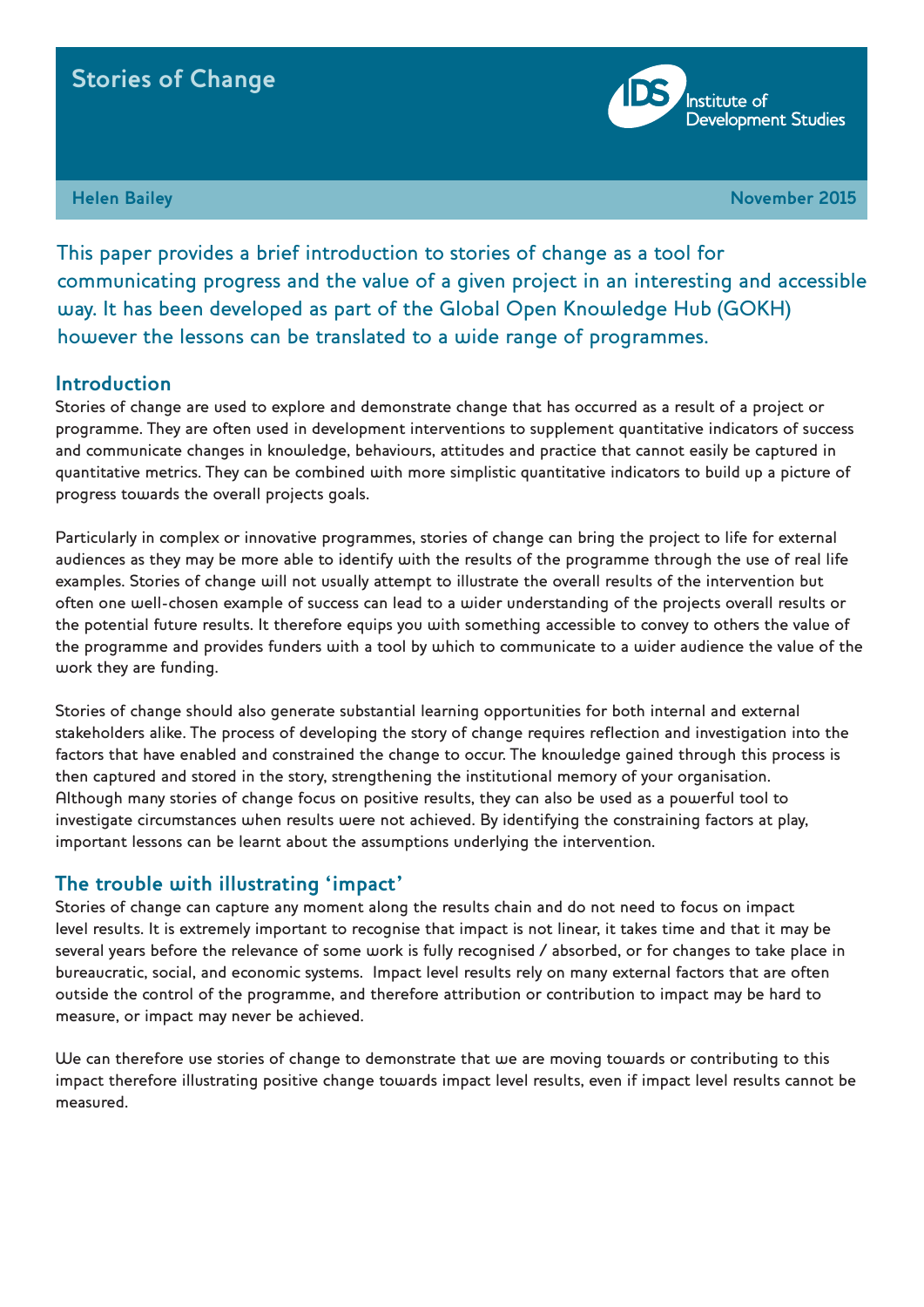# Stories of Change

**Helen Bailey** — **November 2015**

This paper provides a brief introduction to stories of change as a tool for communicating progress and the value of a given project in an interesting and accessible way. It has been developed as part of the Global Open Knowledge Hub (GOKH) however the lessons can be translated to a wide range of programmes.

## Introduction

Stories of change are used to explore and demonstrate change that has occurred as a result of a project or programme. They are often used in development interventions to supplement quantitative indicators of success and communicate changes in knowledge, behaviours, attitudes and practice that cannot easily be captured in quantitative metrics. They can be combined with more simplistic quantitative indicators to build up a picture of progress towards the overall projects goals.

Particularly in complex or innovative programmes, stories of change can bring the project to life for external audiences as they may be more able to identify with the results of the programme through the use of real life examples. Stories of change will not usually attempt to illustrate the overall results of the intervention but often one well-chosen example of success can lead to a wider understanding of the projects overall results or the potential future results. It therefore equips you with something accessible to convey to others the value of the programme and provides funders with a tool by which to communicate to a wider audience the value of the work they are funding.

Stories of change should also generate substantial learning opportunities for both internal and external stakeholders alike. The process of developing the story of change requires reflection and investigation into the factors that have enabled and constrained the change to occur. The knowledge gained through this process is then captured and stored in the story, strengthening the institutional memory of your organisation. Although many stories of change focus on positive results, they can also be used as a powerful tool to investigate circumstances when results were not achieved. By identifying the constraining factors at play, important lessons can be learnt about the assumptions underlying the intervention.

## The trouble with illustrating 'impact'

Stories of change can capture any moment along the results chain and do not need to focus on impact level results. It is extremely important to recognise that impact is not linear, it takes time and that it may be several years before the relevance of some work is fully recognised / absorbed, or for changes to take place in bureaucratic, social, and economic systems. Impact level results rely on many external factors that are often outside the control of the programme, and therefore attribution or contribution to impact may be hard to measure, or impact may never be achieved.

We can therefore use stories of change to demonstrate that we are moving towards or contributing to this impact therefore illustrating positive change towards impact level results, even if impact level results cannot be measured.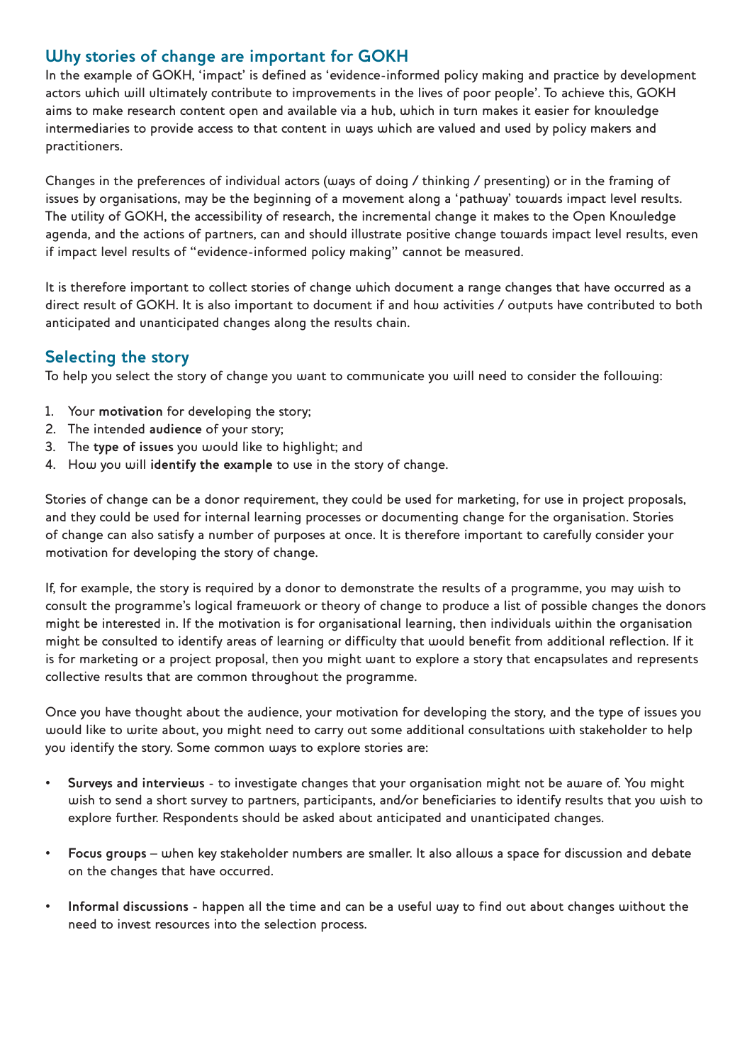## Why stories of change are important for GOKH

In the example of GOKH, 'impact' is defined as 'evidence-informed policy making and practice by development actors which will ultimately contribute to improvements in the lives of poor people'. To achieve this, GOKH aims to make research content open and available via a hub, which in turn makes it easier for knowledge intermediaries to provide access to that content in ways which are valued and used by policy makers and practitioners.

Changes in the preferences of individual actors (ways of doing / thinking / presenting) or in the framing of issues by organisations, may be the beginning of a movement along a 'pathway' towards impact level results. The utility of GOKH, the accessibility of research, the incremental change it makes to the Open Knowledge agenda, and the actions of partners, can and should illustrate positive change towards impact level results, even if impact level results of "evidence-informed policy making" cannot be measured.

It is therefore important to collect stories of change which document a range changes that have occurred as a direct result of GOKH. It is also important to document if and how activities / outputs have contributed to both anticipated and unanticipated changes along the results chain.

## Selecting the story

To help you select the story of change you want to communicate you will need to consider the following:

1. Your **motivation** for developing the story;
2. The intended **audience** of your story;
3. The **type of issues** you would like to highlight; and
4. How you will **identify the example** to use in the story of change.

Stories of change can be a donor requirement, they could be used for marketing, for use in project proposals, and they could be used for internal learning processes or documenting change for the organisation. Stories of change can also satisfy a number of purposes at once. It is therefore important to carefully consider your motivation for developing the story of change.

If, for example, the story is required by a donor to demonstrate the results of a programme, you may wish to consult the programme's logical framework or theory of change to produce a list of possible changes the donors might be interested in. If the motivation is for organisational learning, then individuals within the organisation might be consulted to identify areas of learning or difficulty that would benefit from additional reflection. If it is for marketing or a project proposal, then you might want to explore a story that encapsulates and represents collective results that are common throughout the programme.

Once you have thought about the audience, your motivation for developing the story, and the type of issues you would like to write about, you might need to carry out some additional consultations with stakeholder to help you identify the story. Some common ways to explore stories are:

- **Surveys and interviews** - to investigate changes that your organisation might not be aware of. You might wish to send a short survey to partners, participants, and/or beneficiaries to identify results that you wish to explore further. Respondents should be asked about anticipated and unanticipated changes.

- **Focus groups** – when key stakeholder numbers are smaller. It also allows a space for discussion and debate on the changes that have occurred.

- **Informal discussions** - happen all the time and can be a useful way to find out about changes without the need to invest resources into the selection process.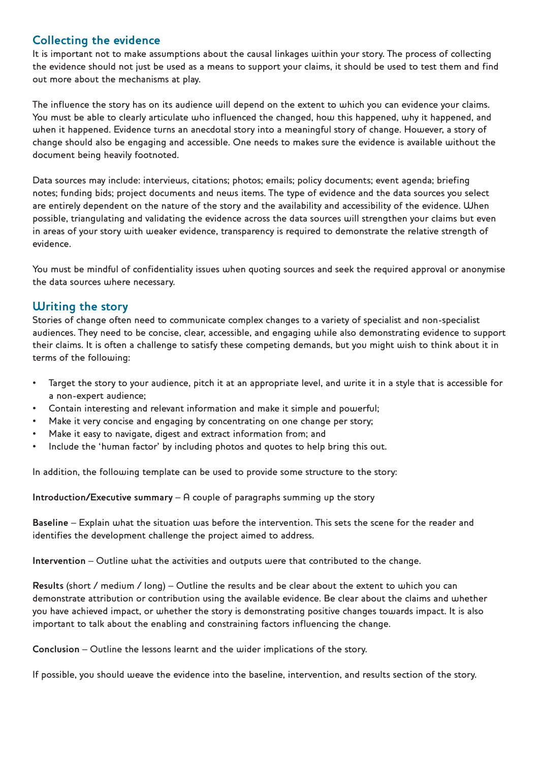## Collecting the evidence

It is important not to make assumptions about the causal linkages within your story. The process of collecting the evidence should not just be used as a means to support your claims, it should be used to test them and find out more about the mechanisms at play.

The influence the story has on its audience will depend on the extent to which you can evidence your claims. You must be able to clearly articulate who influenced the changed, how this happened, why it happened, and when it happened. Evidence turns an anecdotal story into a meaningful story of change. However, a story of change should also be engaging and accessible. One needs to makes sure the evidence is available without the document being heavily footnoted.

Data sources may include: interviews, citations; photos; emails; policy documents; event agenda; briefing notes; funding bids; project documents and news items. The type of evidence and the data sources you select are entirely dependent on the nature of the story and the availability and accessibility of the evidence. When possible, triangulating and validating the evidence across the data sources will strengthen your claims but even in areas of your story with weaker evidence, transparency is required to demonstrate the relative strength of evidence.

You must be mindful of confidentiality issues when quoting sources and seek the required approval or anonymise the data sources where necessary.

## Writing the story

Stories of change often need to communicate complex changes to a variety of specialist and non-specialist audiences. They need to be concise, clear, accessible, and engaging while also demonstrating evidence to support their claims. It is often a challenge to satisfy these competing demands, but you might wish to think about it in terms of the following:

- Target the story to your audience, pitch it at an appropriate level, and write it in a style that is accessible for a non-expert audience;
- Contain interesting and relevant information and make it simple and powerful;
- Make it very concise and engaging by concentrating on one change per story;
- Make it easy to navigate, digest and extract information from; and
- Include the 'human factor' by including photos and quotes to help bring this out.

In addition, the following template can be used to provide some structure to the story:

**Introduction/Executive summary** – A couple of paragraphs summing up the story

**Baseline** – Explain what the situation was before the intervention. This sets the scene for the reader and identifies the development challenge the project aimed to address.

**Intervention** – Outline what the activities and outputs were that contributed to the change.

**Results** (short / medium / long) – Outline the results and be clear about the extent to which you can demonstrate attribution or contribution using the available evidence. Be clear about the claims and whether you have achieved impact, or whether the story is demonstrating positive changes towards impact. It is also important to talk about the enabling and constraining factors influencing the change.

**Conclusion** – Outline the lessons learnt and the wider implications of the story.

If possible, you should weave the evidence into the baseline, intervention, and results section of the story.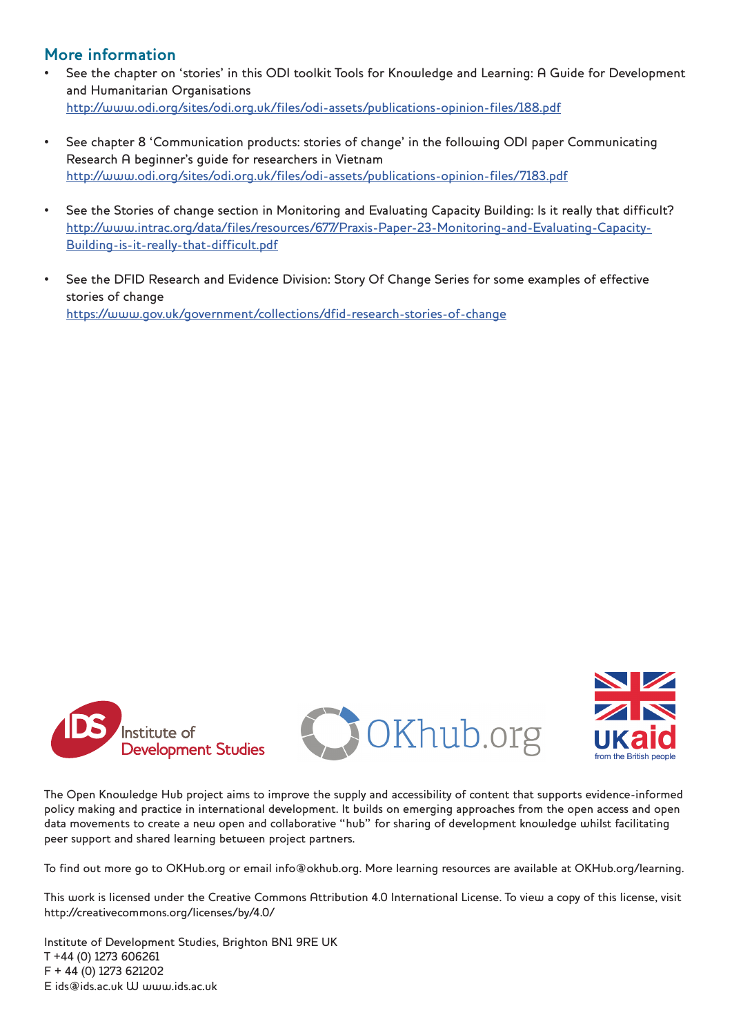## More information

- See the chapter on 'stories' in this ODI toolkit Tools for Knowledge and Learning: A Guide for Development and Humanitarian Organisations
  http://www.odi.org/sites/odi.org.uk/files/odi-assets/publications-opinion-files/188.pdf

- See chapter 8 'Communication products: stories of change' in the following ODI paper Communicating Research A beginner's guide for researchers in Vietnam
  http://www.odi.org/sites/odi.org.uk/files/odi-assets/publications-opinion-files/7183.pdf

- See the Stories of change section in Monitoring and Evaluating Capacity Building: Is it really that difficult?
  http://www.intrac.org/data/files/resources/677/Praxis-Paper-23-Monitoring-and-Evaluating-Capacity-Building-is-it-really-that-difficult.pdf

- See the DFID Research and Evidence Division: Story Of Change Series for some examples of effective stories of change
  https://www.gov.uk/government/collections/dfid-research-stories-of-change

IDS Institute of Development Studies

OKhub.org

UKaid from the British people

The Open Knowledge Hub project aims to improve the supply and accessibility of content that supports evidence-informed policy making and practice in international development. It builds on emerging approaches from the open access and open data movements to create a new open and collaborative "hub" for sharing of development knowledge whilst facilitating peer support and shared learning between project partners.

To find out more go to OKHub.org or email info@okhub.org. More learning resources are available at OKHub.org/learning.

This work is licensed under the Creative Commons Attribution 4.0 International License. To view a copy of this license, visit http://creativecommons.org/licenses/by/4.0/

Institute of Development Studies, Brighton BN1 9RE UK
T +44 (0) 1273 606261
F + 44 (0) 1273 621202
E ids@ids.ac.uk W www.ids.ac.uk